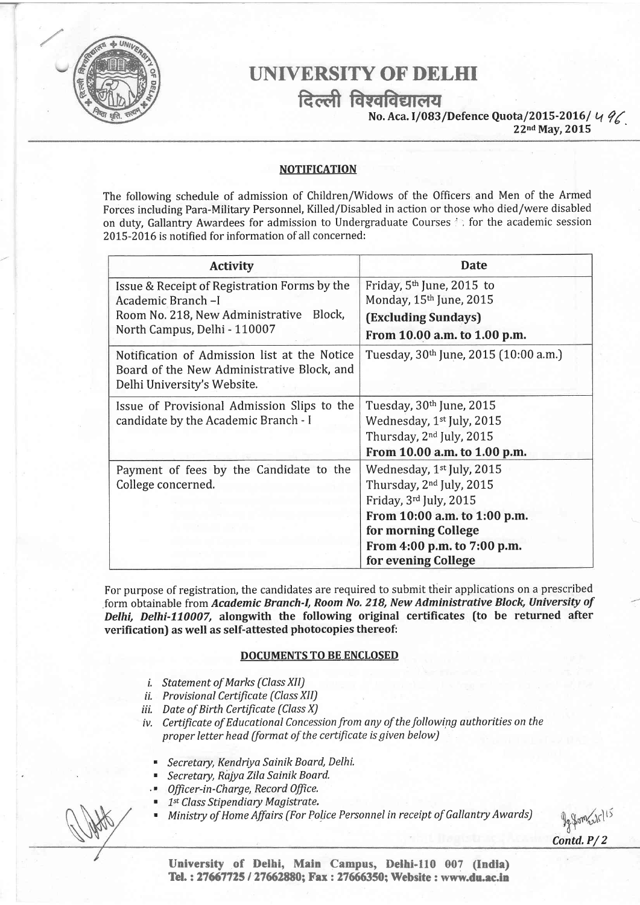# UNIVERSITY OF DELHI

दिल्ली विश्वविद्यालय

No. Aca. I/083/Defence Quota/2015-2016/ 496
22nd May, 2015

## NOTIFICATION

The following schedule of admission of Children/Widows of the Officers and Men of the Armed Forces including Para-Military Personnel, Killed/Disabled in action or those who died/were disabled on duty, Gallantry Awardees for admission to Undergraduate Courses for the academic session 2015-2016 is notified for information of all concerned:

| Activity | Date |
|---|---|
| Issue & Receipt of Registration Forms by the Academic Branch –I Room No. 218, New Administrative Block, North Campus, Delhi - 110007 | Friday, 5th June, 2015 to Monday, 15th June, 2015 **(Excluding Sundays)** **From 10.00 a.m. to 1.00 p.m.** |
| Notification of Admission list at the Notice Board of the New Administrative Block, and Delhi University's Website. | Tuesday, 30th June, 2015 (10:00 a.m.) |
| Issue of Provisional Admission Slips to the candidate by the Academic Branch - I | Tuesday, 30th June, 2015 Wednesday, 1st July, 2015 Thursday, 2nd July, 2015 **From 10.00 a.m. to 1.00 p.m.** |
| Payment of fees by the Candidate to the College concerned. | Wednesday, 1st July, 2015 Thursday, 2nd July, 2015 Friday, 3rd July, 2015 **From 10:00 a.m. to 1:00 p.m. for morning College** **From 4:00 p.m. to 7:00 p.m. for evening College** |

For purpose of registration, the candidates are required to submit their applications on a prescribed form obtainable from ***Academic Branch-I, Room No. 218, New Administrative Block, University of Delhi, Delhi-110007,*** **alongwith the following original certificates (to be returned after verification) as well as self-attested photocopies thereof:**

### DOCUMENTS TO BE ENCLOSED

i. *Statement of Marks (Class XII)*
ii. *Provisional Certificate (Class XII)*
iii. *Date of Birth Certificate (Class X)*
iv. *Certificate of Educational Concession from any of the following authorities on the proper letter head (format of the certificate is given below)*

- *Secretary, Kendriya Sainik Board, Delhi.*
- *Secretary, Rajya Zila Sainik Board.*
- *Officer-in-Charge, Record Office.*
- *1st Class Stipendiary Magistrate.*
- *Ministry of Home Affairs (For Police Personnel in receipt of Gallantry Awards)*

*Contd. P/ 2*

University of Delhi, Main Campus, Delhi-110 007 (India)
Tel. : 27667725 / 27662880; Fax : 27666350; Website : www.du.ac.in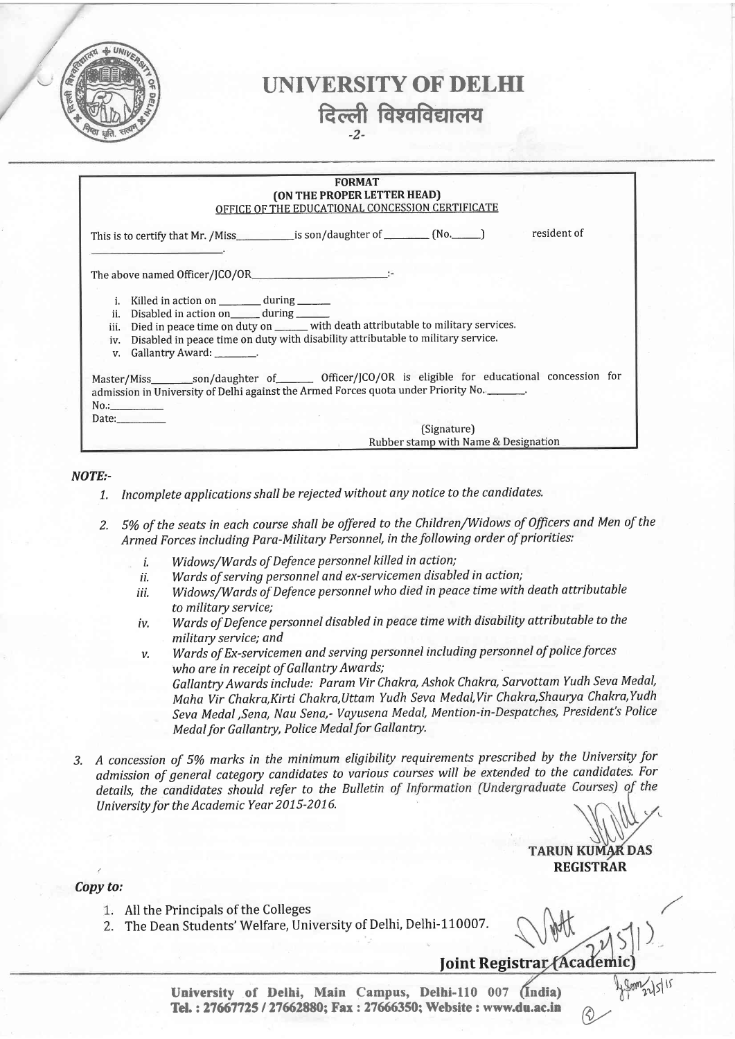# UNIVERSITY OF DELHI

## दिल्ली विश्वविद्यालय

**FORMAT**
**(ON THE PROPER LETTER HEAD)**
OFFICE OF THE EDUCATIONAL CONCESSION CERTIFICATE

This is to certify that Mr. /Miss__________is son/daughter of ________ (No.______) resident of ________________________.

The above named Officer/JCO/OR__________________________:-

i. Killed in action on ________ during ______
ii. Disabled in action on______ during ______
iii. Died in peace time on duty on ______ with death attributable to military services.
iv. Disabled in peace time on duty with disability attributable to military service.
v. Gallantry Award: ________.

Master/Miss________son/daughter of_______ Officer/JCO/OR is eligible for educational concession for admission in University of Delhi against the Armed Forces quota under Priority No._______.

No.:__________
Date:_________

(Signature)
Rubber stamp with Name & Designation

***NOTE:-***

1. *Incomplete applications shall be rejected without any notice to the candidates.*
2. *5% of the seats in each course shall be offered to the Children/Widows of Officers and Men of the Armed Forces including Para-Military Personnel, in the following order of priorities:*
   i. *Widows/Wards of Defence personnel killed in action;*
   ii. *Wards of serving personnel and ex-servicemen disabled in action;*
   iii. *Widows/Wards of Defence personnel who died in peace time with death attributable to military service;*
   iv. *Wards of Defence personnel disabled in peace time with disability attributable to the military service; and*
   v. *Wards of Ex-servicemen and serving personnel including personnel of police forces who are in receipt of Gallantry Awards;*
   *Gallantry Awards include: Param Vir Chakra, Ashok Chakra, Sarvottam Yudh Seva Medal, Maha Vir Chakra,Kirti Chakra,Uttam Yudh Seva Medal,Vir Chakra,Shaurya Chakra,Yudh Seva Medal ,Sena, Nau Sena,- Vayusena Medal, Mention-in-Despatches, President's Police Medal for Gallantry, Police Medal for Gallantry.*
3. *A concession of 5% marks in the minimum eligibility requirements prescribed by the University for admission of general category candidates to various courses will be extended to the candidates. For details, the candidates should refer to the Bulletin of Information (Undergraduate Courses) of the University for the Academic Year 2015-2016.*

**TARUN KUMAR DAS**
**REGISTRAR**

***Copy to:***

1. All the Principals of the Colleges
2. The Dean Students' Welfare, University of Delhi, Delhi-110007.

22/5/15

**Joint Registrar (Academic)**

**University of Delhi, Main Campus, Delhi-110 007 (India)**
**Tel. : 27667725 / 27662880; Fax : 27666350; Website : www.du.ac.in**